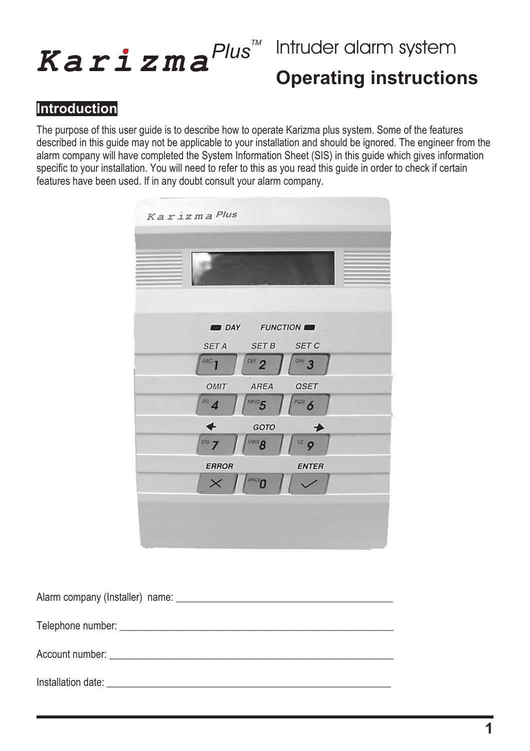# Karizma Plus™ Intruder alarm system

# Operating instructions

## Introduction

The purpose of this user guide is to describe how to operate Karizma plus system. Some of the features described in this guide may not be applicable to your installation and should be ignored. The engineer from the alarm company will have completed the System Information Sheet (SIS) in this guide which gives information specific to your installation. You will need to refer to this as you read this guide in order to check if certain features have been used. If in any doubt consult your alarm company.

Alarm company (Installer) name: ________________________________________

Telephone number: ________________________________________

Account number: ________________________________________

Installation date: ________________________________________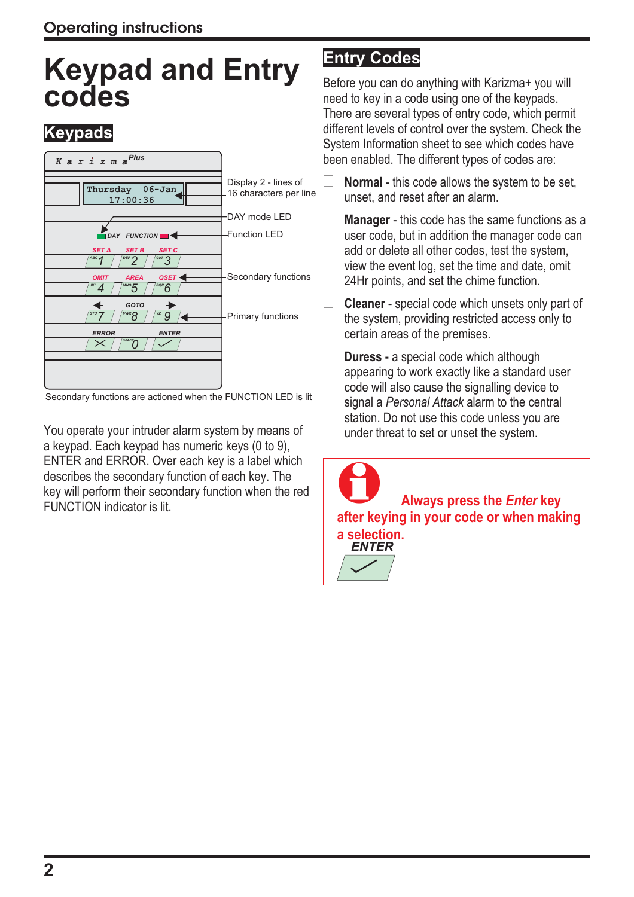# Keypad and Entry codes

## Keypads

Display 2 - lines of 16 characters per line

DAY mode LED

Function LED

Secondary functions

Primary functions

Secondary functions are actioned when the FUNCTION LED is lit

You operate your intruder alarm system by means of a keypad. Each keypad has numeric keys (0 to 9), ENTER and ERROR. Over each key is a label which describes the secondary function of each key. The key will perform their secondary function when the red FUNCTION indicator is lit.

## Entry Codes

Before you can do anything with Karizma+ you will need to key in a code using one of the keypads. There are several types of entry code, which permit different levels of control over the system. Check the System Information sheet to see which codes have been enabled. The different types of codes are:

- **Normal** - this code allows the system to be set, unset, and reset after an alarm.
- **Manager** - this code has the same functions as a user code, but in addition the manager code can add or delete all other codes, test the system, view the event log, set the time and date, omit 24Hr points, and set the chime function.
- **Cleaner** - special code which unsets only part of the system, providing restricted access only to certain areas of the premises.
- **Duress -** a special code which although appearing to work exactly like a standard user code will also cause the signalling device to signal a *Personal Attack* alarm to the central station. Do not use this code unless you are under threat to set or unset the system.

**Always press the *Enter* key after keying in your code or when making a selection.**

**ENTER**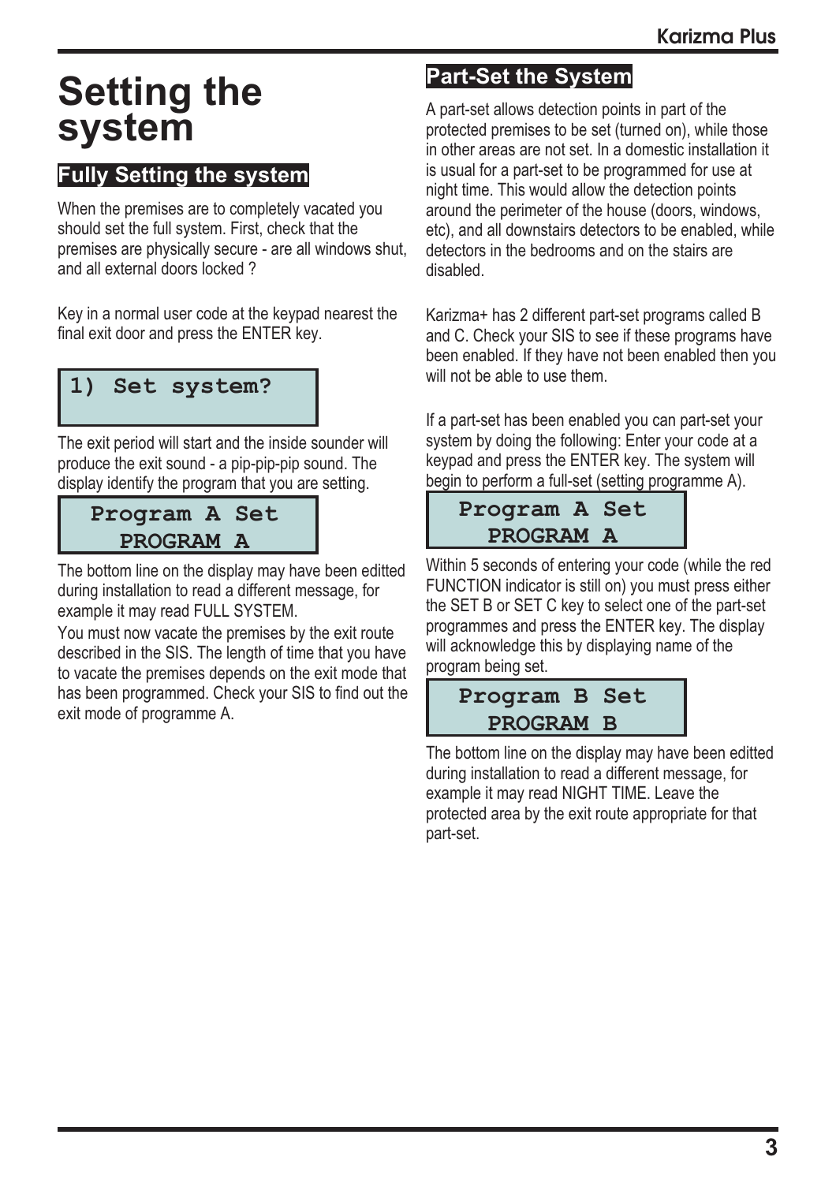# Setting the system

## Fully Setting the system

When the premises are to completely vacated you should set the full system. First, check that the premises are physically secure - are all windows shut, and all external doors locked ?

Key in a normal user code at the keypad nearest the final exit door and press the ENTER key.

```
1) Set system?
```

The exit period will start and the inside sounder will produce the exit sound - a pip-pip-pip sound. The display identify the program that you are setting.

```
Program A Set
  PROGRAM A
```

The bottom line on the display may have been editted during installation to read a different message, for example it may read FULL SYSTEM.

You must now vacate the premises by the exit route described in the SIS. The length of time that you have to vacate the premises depends on the exit mode that has been programmed. Check your SIS to find out the exit mode of programme A.

## Part-Set the System

A part-set allows detection points in part of the protected premises to be set (turned on), while those in other areas are not set. In a domestic installation it is usual for a part-set to be programmed for use at night time. This would allow the detection points around the perimeter of the house (doors, windows, etc), and all downstairs detectors to be enabled, while detectors in the bedrooms and on the stairs are disabled.

Karizma+ has 2 different part-set programs called B and C. Check your SIS to see if these programs have been enabled. If they have not been enabled then you will not be able to use them.

If a part-set has been enabled you can part-set your system by doing the following: Enter your code at a keypad and press the ENTER key. The system will begin to perform a full-set (setting programme A).

```
Program A Set
  PROGRAM A
```

Within 5 seconds of entering your code (while the red FUNCTION indicator is still on) you must press either the SET B or SET C key to select one of the part-set programmes and press the ENTER key. The display will acknowledge this by displaying name of the program being set.

```
Program B Set
  PROGRAM B
```

The bottom line on the display may have been editted during installation to read a different message, for example it may read NIGHT TIME. Leave the protected area by the exit route appropriate for that part-set.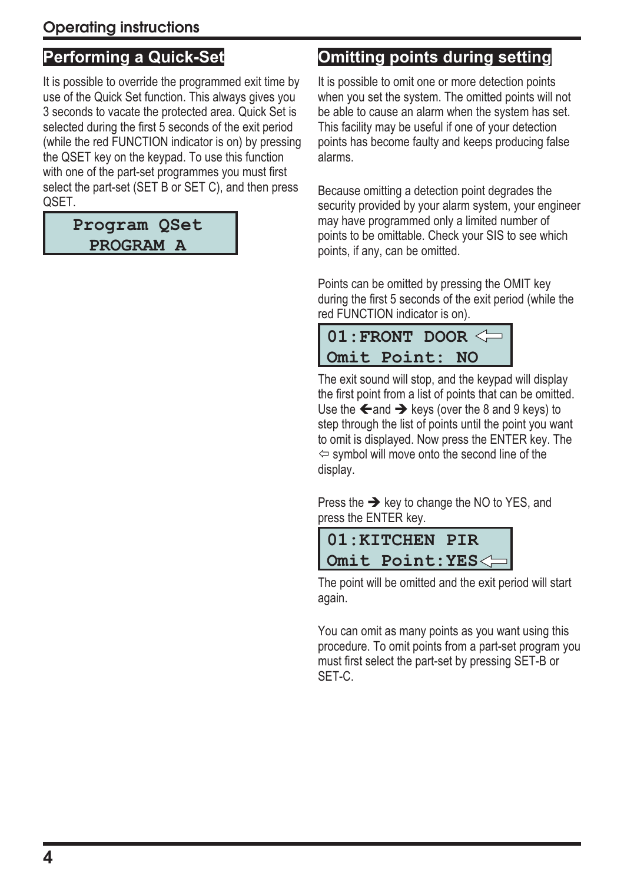## Performing a Quick-Set

It is possible to override the programmed exit time by use of the Quick Set function. This always gives you 3 seconds to vacate the protected area. Quick Set is selected during the first 5 seconds of the exit period (while the red FUNCTION indicator is on) by pressing the QSET key on the keypad. To use this function with one of the part-set programmes you must first select the part-set (SET B or SET C), and then press QSET.

```
 Program QSet
  PROGRAM A
```

## Omitting points during setting

It is possible to omit one or more detection points when you set the system. The omitted points will not be able to cause an alarm when the system has set. This facility may be useful if one of your detection points has become faulty and keeps producing false alarms.

Because omitting a detection point degrades the security provided by your alarm system, your engineer may have programmed only a limited number of points to be omittable. Check your SIS to see which points, if any, can be omitted.

Points can be omitted by pressing the OMIT key during the first 5 seconds of the exit period (while the red FUNCTION indicator is on).

```
01:FRONT DOOR ⇦
Omit Point: NO
```

The exit sound will stop, and the keypad will display the first point from a list of points that can be omitted. Use the ← and → keys (over the 8 and 9 keys) to step through the list of points until the point you want to omit is displayed. Now press the ENTER key. The ⇦ symbol will move onto the second line of the display.

Press the → key to change the NO to YES, and press the ENTER key.

```
01:KITCHEN PIR
Omit Point:YES⇦
```

The point will be omitted and the exit period will start again.

You can omit as many points as you want using this procedure. To omit points from a part-set program you must first select the part-set by pressing SET-B or SET-C.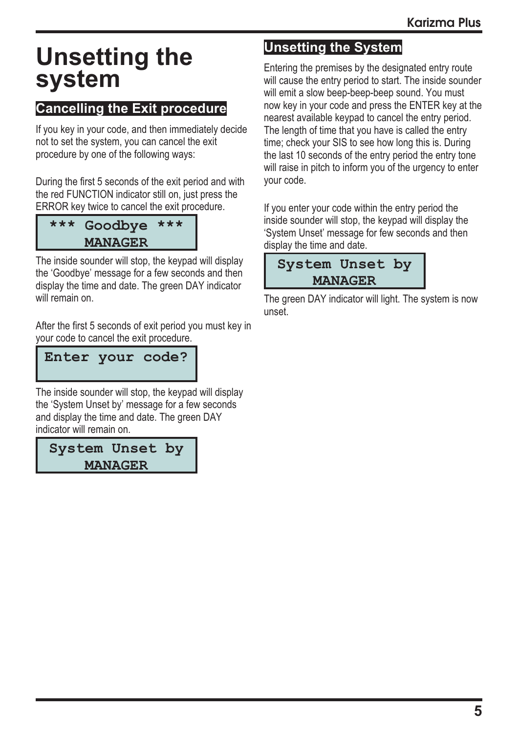# Unsetting the system

## Cancelling the Exit procedure

If you key in your code, and then immediately decide not to set the system, you can cancel the exit procedure by one of the following ways:

During the first 5 seconds of the exit period and with the red FUNCTION indicator still on, just press the ERROR key twice to cancel the exit procedure.

```
*** Goodbye ***
    MANAGER
```

The inside sounder will stop, the keypad will display the 'Goodbye' message for a few seconds and then display the time and date. The green DAY indicator will remain on.

After the first 5 seconds of exit period you must key in your code to cancel the exit procedure.

```
Enter your code?
```

The inside sounder will stop, the keypad will display the 'System Unset by' message for a few seconds and display the time and date. The green DAY indicator will remain on.

```
System Unset by
    MANAGER
```

## Unsetting the System

Entering the premises by the designated entry route will cause the entry period to start. The inside sounder will emit a slow beep-beep-beep sound. You must now key in your code and press the ENTER key at the nearest available keypad to cancel the entry period. The length of time that you have is called the entry time; check your SIS to see how long this is. During the last 10 seconds of the entry period the entry tone will raise in pitch to inform you of the urgency to enter your code.

If you enter your code within the entry period the inside sounder will stop, the keypad will display the 'System Unset' message for few seconds and then display the time and date.

```
System Unset by
    MANAGER
```

The green DAY indicator will light. The system is now unset.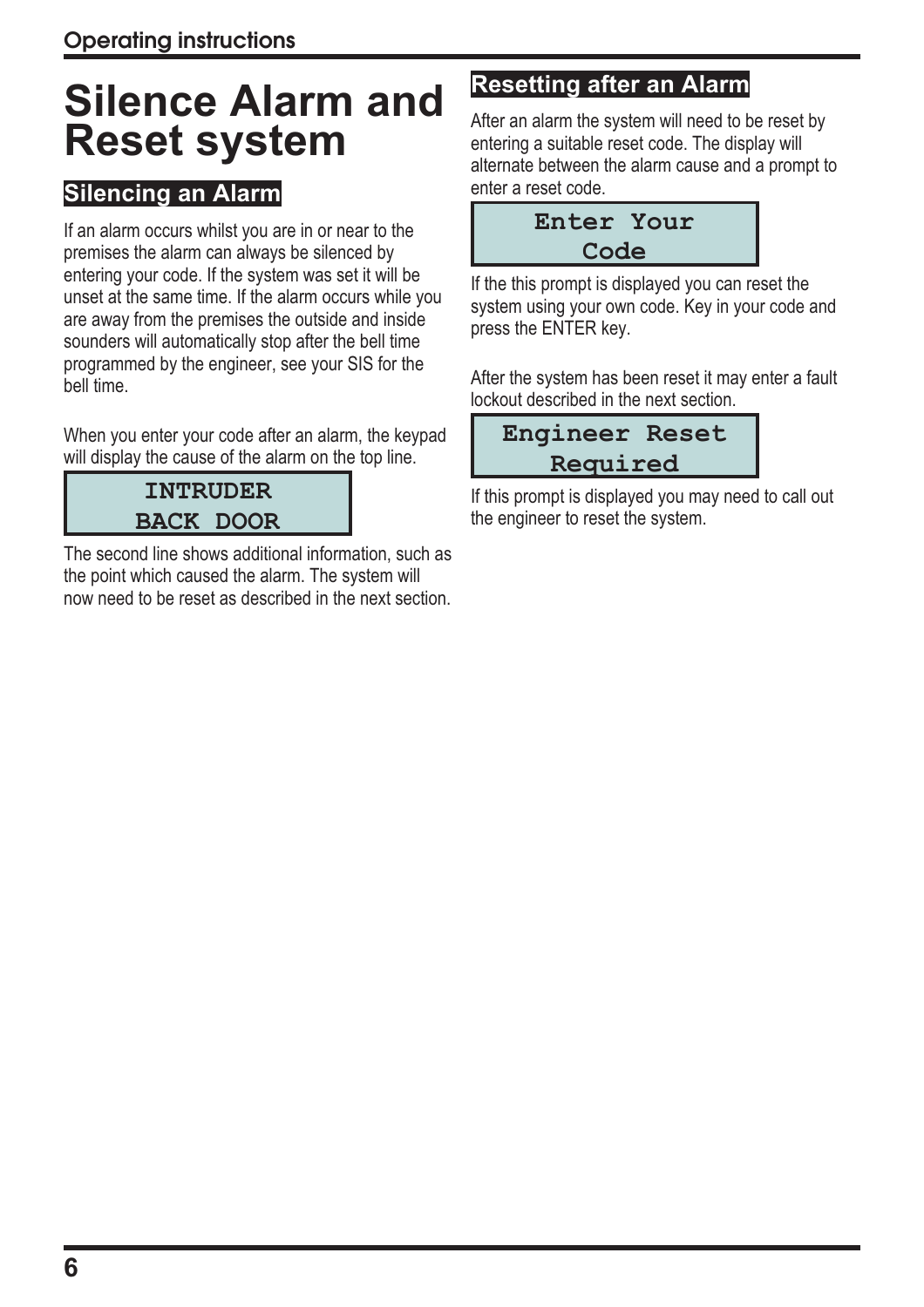# Silence Alarm and Reset system

## Silencing an Alarm

If an alarm occurs whilst you are in or near to the premises the alarm can always be silenced by entering your code. If the system was set it will be unset at the same time. If the alarm occurs while you are away from the premises the outside and inside sounders will automatically stop after the bell time programmed by the engineer, see your SIS for the bell time.

When you enter your code after an alarm, the keypad will display the cause of the alarm on the top line.

```
INTRUDER
BACK DOOR
```

The second line shows additional information, such as the point which caused the alarm. The system will now need to be reset as described in the next section.

## Resetting after an Alarm

After an alarm the system will need to be reset by entering a suitable reset code. The display will alternate between the alarm cause and a prompt to enter a reset code.

```
Enter Your
Code
```

If the this prompt is displayed you can reset the system using your own code. Key in your code and press the ENTER key.

After the system has been reset it may enter a fault lockout described in the next section.

```
Engineer Reset
Required
```

If this prompt is displayed you may need to call out the engineer to reset the system.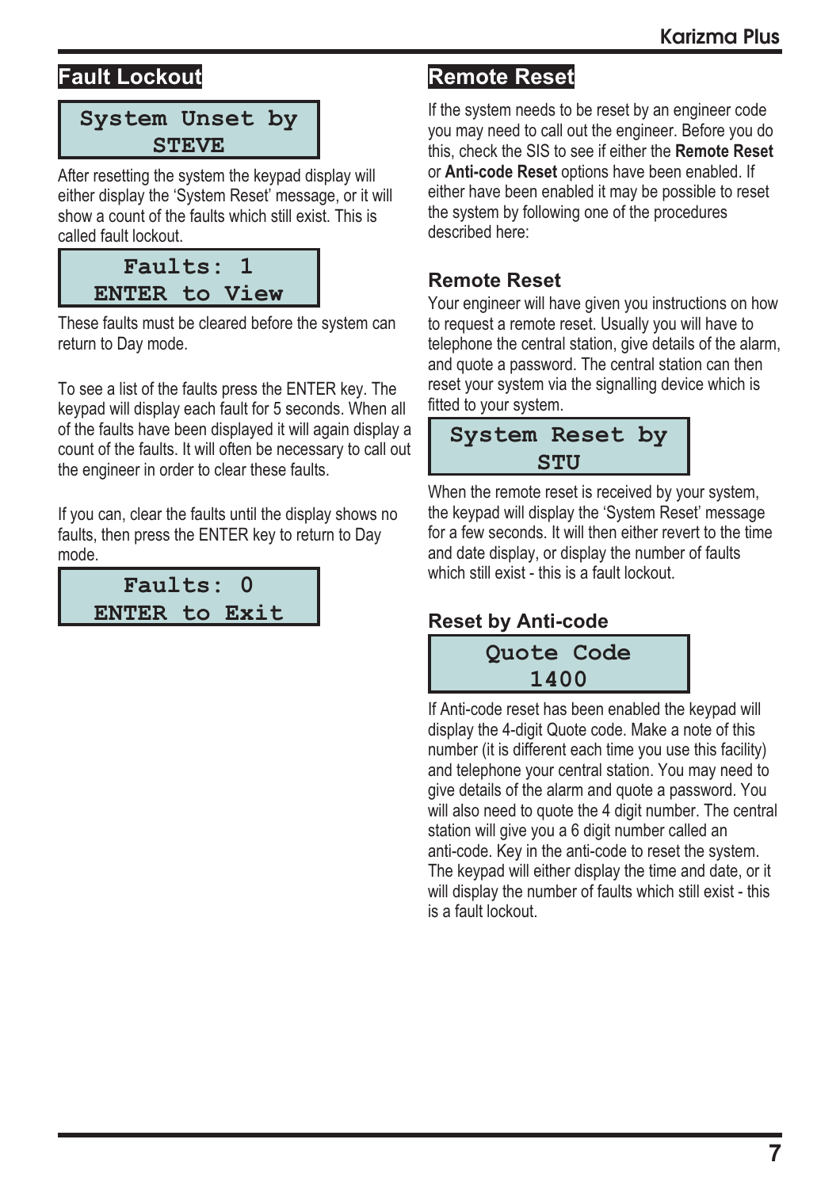## Fault Lockout

```
System Unset by
     STEVE
```

After resetting the system the keypad display will either display the 'System Reset' message, or it will show a count of the faults which still exist. This is called fault lockout.

```
   Faults: 1
 ENTER to View
```

These faults must be cleared before the system can return to Day mode.

To see a list of the faults press the ENTER key. The keypad will display each fault for 5 seconds. When all of the faults have been displayed it will again display a count of the faults. It will often be necessary to call out the engineer in order to clear these faults.

If you can, clear the faults until the display shows no faults, then press the ENTER key to return to Day mode.

```
   Faults: 0
 ENTER to Exit
```

## Remote Reset

If the system needs to be reset by an engineer code you may need to call out the engineer. Before you do this, check the SIS to see if either the **Remote Reset** or **Anti-code Reset** options have been enabled. If either have been enabled it may be possible to reset the system by following one of the procedures described here:

### Remote Reset

Your engineer will have given you instructions on how to request a remote reset. Usually you will have to telephone the central station, give details of the alarm, and quote a password. The central station can then reset your system via the signalling device which is fitted to your system.

```
System Reset by
      STU
```

When the remote reset is received by your system, the keypad will display the 'System Reset' message for a few seconds. It will then either revert to the time and date display, or display the number of faults which still exist - this is a fault lockout.

### Reset by Anti-code

```
  Quote Code
     1400
```

If Anti-code reset has been enabled the keypad will display the 4-digit Quote code. Make a note of this number (it is different each time you use this facility) and telephone your central station. You may need to give details of the alarm and quote a password. You will also need to quote the 4 digit number. The central station will give you a 6 digit number called an anti-code. Key in the anti-code to reset the system. The keypad will either display the time and date, or it will display the number of faults which still exist - this is a fault lockout.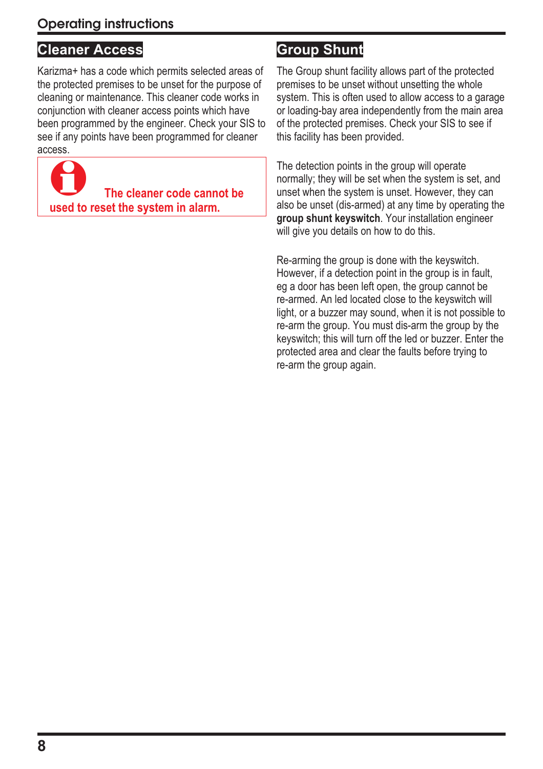## Cleaner Access

Karizma+ has a code which permits selected areas of the protected premises to be unset for the purpose of cleaning or maintenance. This cleaner code works in conjunction with cleaner access points which have been programmed by the engineer. Check your SIS to see if any points have been programmed for cleaner access.

**The cleaner code cannot be used to reset the system in alarm.**

## Group Shunt

The Group shunt facility allows part of the protected premises to be unset without unsetting the whole system. This is often used to allow access to a garage or loading-bay area independently from the main area of the protected premises. Check your SIS to see if this facility has been provided.

The detection points in the group will operate normally; they will be set when the system is set, and unset when the system is unset. However, they can also be unset (dis-armed) at any time by operating the **group shunt keyswitch**. Your installation engineer will give you details on how to do this.

Re-arming the group is done with the keyswitch. However, if a detection point in the group is in fault, eg a door has been left open, the group cannot be re-armed. An led located close to the keyswitch will light, or a buzzer may sound, when it is not possible to re-arm the group. You must dis-arm the group by the keyswitch; this will turn off the led or buzzer. Enter the protected area and clear the faults before trying to re-arm the group again.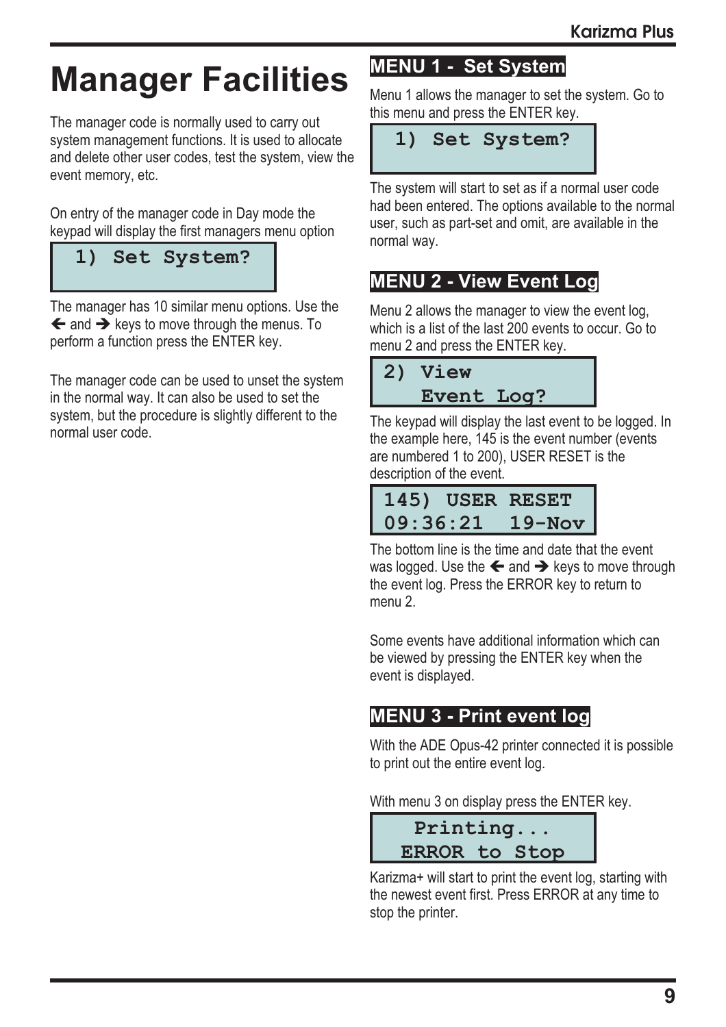# Manager Facilities

The manager code is normally used to carry out system management functions. It is used to allocate and delete other user codes, test the system, view the event memory, etc.

On entry of the manager code in Day mode the keypad will display the first managers menu option

```
1) Set System?
```

The manager has 10 similar menu options. Use the 🡐 and 🡒 keys to move through the menus. To perform a function press the ENTER key.

The manager code can be used to unset the system in the normal way. It can also be used to set the system, but the procedure is slightly different to the normal user code.

## MENU 1 - Set System

Menu 1 allows the manager to set the system. Go to this menu and press the ENTER key.

```
1) Set System?
```

The system will start to set as if a normal user code had been entered. The options available to the normal user, such as part-set and omit, are available in the normal way.

## MENU 2 - View Event Log

Menu 2 allows the manager to view the event log, which is a list of the last 200 events to occur. Go to menu 2 and press the ENTER key.

```
2) View
   Event Log?
```

The keypad will display the last event to be logged. In the example here, 145 is the event number (events are numbered 1 to 200), USER RESET is the description of the event.

```
145) USER RESET
09:36:21  19-Nov
```

The bottom line is the time and date that the event was logged. Use the 🡐 and 🡒 keys to move through the event log. Press the ERROR key to return to menu 2.

Some events have additional information which can be viewed by pressing the ENTER key when the event is displayed.

## MENU 3 - Print event log

With the ADE Opus-42 printer connected it is possible to print out the entire event log.

With menu 3 on display press the ENTER key.

```
  Printing...
ERROR to Stop
```

Karizma+ will start to print the event log, starting with the newest event first. Press ERROR at any time to stop the printer.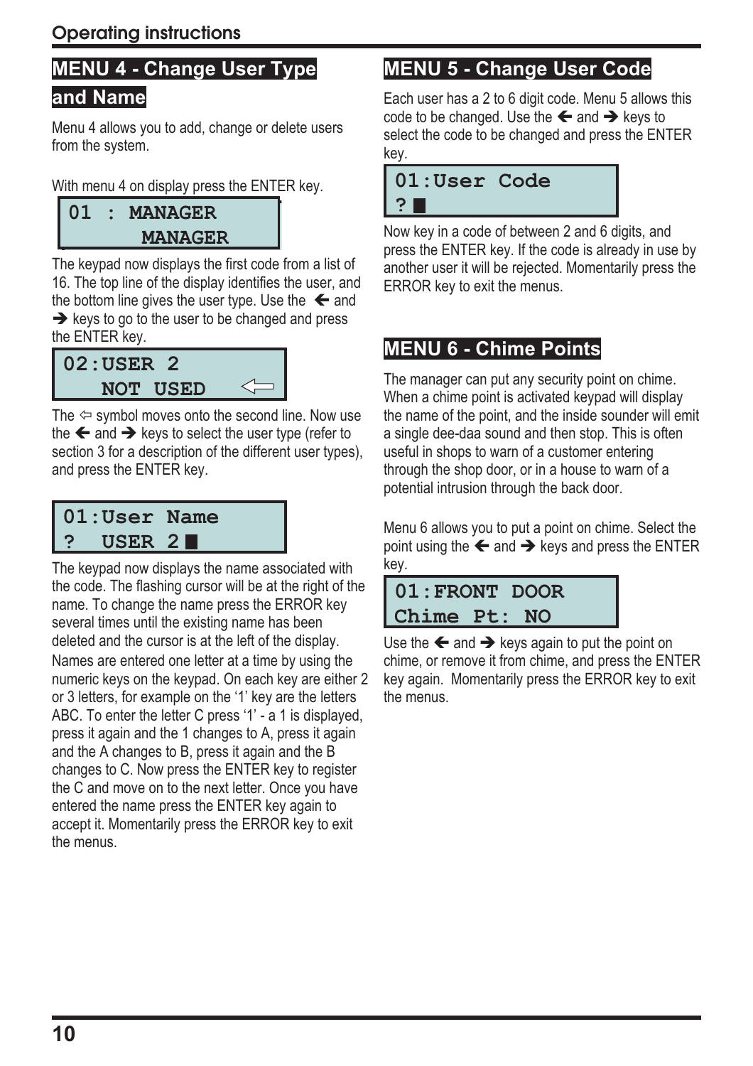## MENU 4 - Change User Type and Name

Menu 4 allows you to add, change or delete users from the system.

With menu 4 on display press the ENTER key.

```
01 : MANAGER
     MANAGER
```

The keypad now displays the first code from a list of 16. The top line of the display identifies the user, and the bottom line gives the user type. Use the ← and → keys to go to the user to be changed and press the ENTER key.

```
02:USER 2
   NOT USED   ⇦
```

The ⇦ symbol moves onto the second line. Now use the ← and → keys to select the user type (refer to section 3 for a description of the different user types), and press the ENTER key.

```
01:User Name
?  USER 2█
```

The keypad now displays the name associated with the code. The flashing cursor will be at the right of the name. To change the name press the ERROR key several times until the existing name has been deleted and the cursor is at the left of the display. Names are entered one letter at a time by using the numeric keys on the keypad. On each key are either 2 or 3 letters, for example on the '1' key are the letters ABC. To enter the letter C press '1' - a 1 is displayed, press it again and the 1 changes to A, press it again and the A changes to B, press it again and the B changes to C. Now press the ENTER key to register the C and move on to the next letter. Once you have entered the name press the ENTER key again to accept it. Momentarily press the ERROR key to exit the menus.

## MENU 5 - Change User Code

Each user has a 2 to 6 digit code. Menu 5 allows this code to be changed. Use the ← and → keys to select the code to be changed and press the ENTER key.

```
01:User Code
?█
```

Now key in a code of between 2 and 6 digits, and press the ENTER key. If the code is already in use by another user it will be rejected. Momentarily press the ERROR key to exit the menus.

## MENU 6 - Chime Points

The manager can put any security point on chime. When a chime point is activated keypad will display the name of the point, and the inside sounder will emit a single dee-daa sound and then stop. This is often useful in shops to warn of a customer entering through the shop door, or in a house to warn of a potential intrusion through the back door.

Menu 6 allows you to put a point on chime. Select the point using the ← and → keys and press the ENTER key.

```
01:FRONT DOOR
Chime Pt: NO
```

Use the ← and → keys again to put the point on chime, or remove it from chime, and press the ENTER key again. Momentarily press the ERROR key to exit the menus.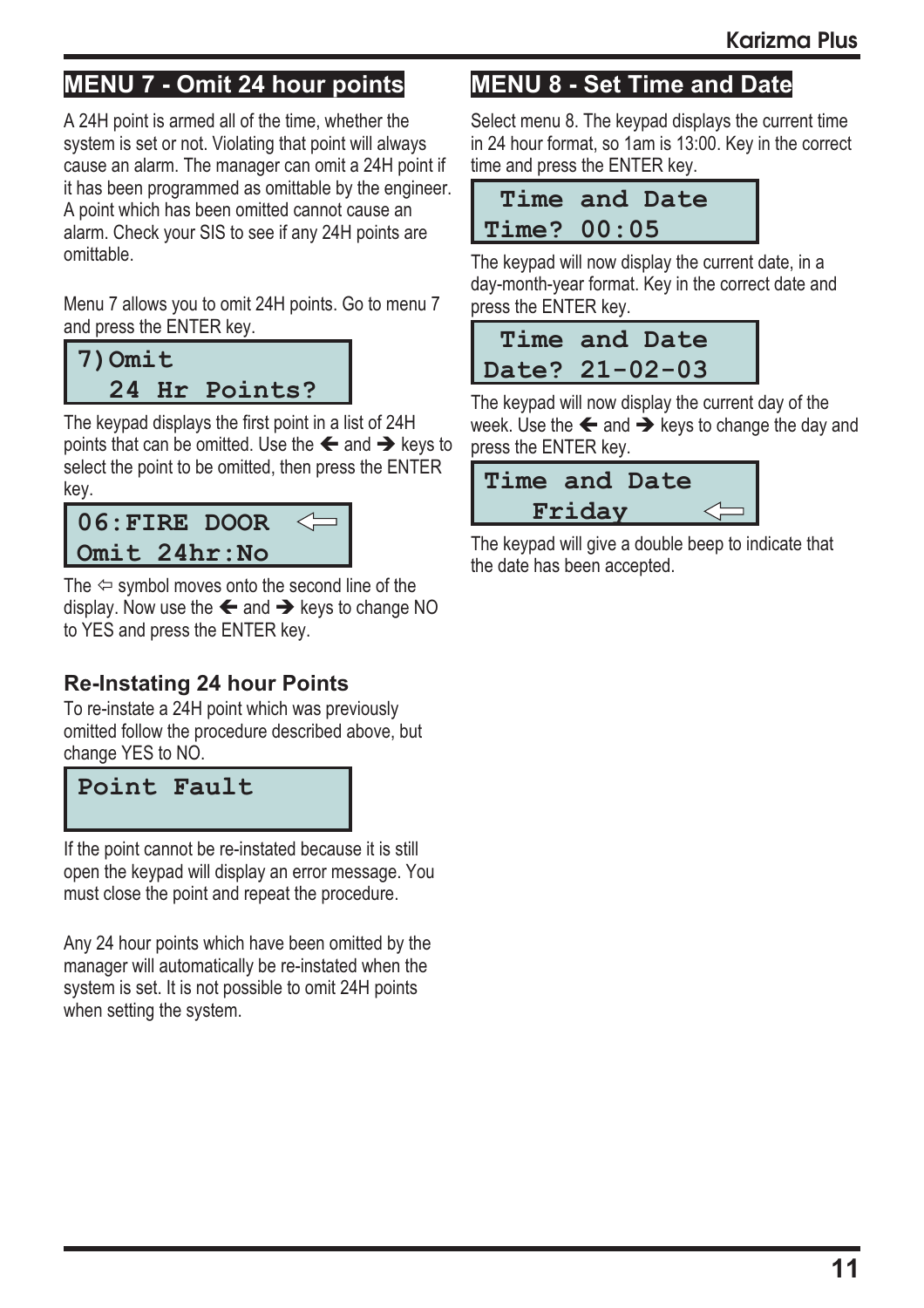## MENU 7 - Omit 24 hour points

A 24H point is armed all of the time, whether the system is set or not. Violating that point will always cause an alarm. The manager can omit a 24H point if it has been programmed as omittable by the engineer. A point which has been omitted cannot cause an alarm. Check your SIS to see if any 24H points are omittable.

Menu 7 allows you to omit 24H points. Go to menu 7 and press the ENTER key.

```
7)Omit
   24 Hr Points?
```

The keypad displays the first point in a list of 24H points that can be omitted. Use the ← and → keys to select the point to be omitted, then press the ENTER key.

```
06:FIRE DOOR  ⇦
Omit 24hr:No
```

The ⇦ symbol moves onto the second line of the display. Now use the ← and → keys to change NO to YES and press the ENTER key.

### Re-Instating 24 hour Points

To re-instate a 24H point which was previously omitted follow the procedure described above, but change YES to NO.

```
Point Fault
```

If the point cannot be re-instated because it is still open the keypad will display an error message. You must close the point and repeat the procedure.

Any 24 hour points which have been omitted by the manager will automatically be re-instated when the system is set. It is not possible to omit 24H points when setting the system.

## MENU 8 - Set Time and Date

Select menu 8. The keypad displays the current time in 24 hour format, so 1am is 13:00. Key in the correct time and press the ENTER key.

```
 Time and Date
Time? 00:05
```

The keypad will now display the current date, in a day-month-year format. Key in the correct date and press the ENTER key.

```
 Time and Date
Date? 21-02-03
```

The keypad will now display the current day of the week. Use the ← and → keys to change the day and press the ENTER key.

```
Time and Date
    Friday     ⇦
```

The keypad will give a double beep to indicate that the date has been accepted.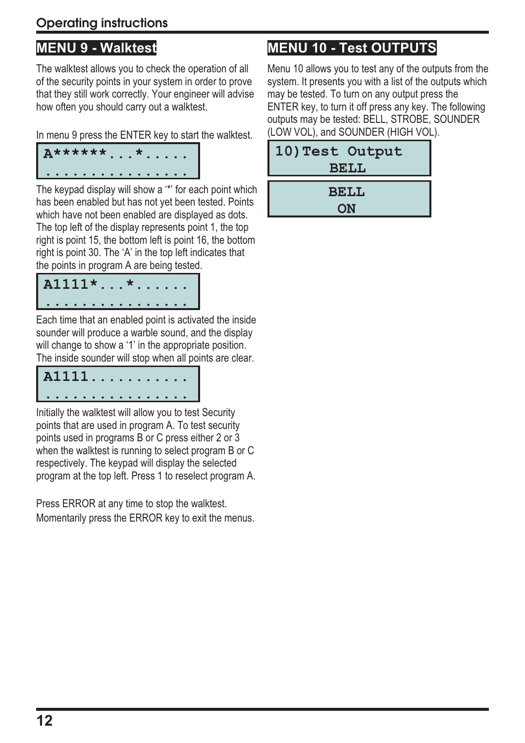## MENU 9 - Walktest

The walktest allows you to check the operation of all of the security points in your system in order to prove that they still work correctly. Your engineer will advise how often you should carry out a walktest.

In menu 9 press the ENTER key to start the walktest.

```
A******...*.....
...............
```

The keypad display will show a '*' for each point which has been enabled but has not yet been tested. Points which have not been enabled are displayed as dots. The top left of the display represents point 1, the top right is point 15, the bottom left is point 16, the bottom right is point 30. The 'A' in the top left indicates that the points in program A are being tested.

```
A1111*...*......
...............
```

Each time that an enabled point is activated the inside sounder will produce a warble sound, and the display will change to show a '1' in the appropriate position. The inside sounder will stop when all points are clear.

```
A1111..........
...............
```

Initially the walktest will allow you to test Security points that are used in program A. To test security points used in programs B or C press either 2 or 3 when the walktest is running to select program B or C respectively. The keypad will display the selected program at the top left. Press 1 to reselect program A.

Press ERROR at any time to stop the walktest.
Momentarily press the ERROR key to exit the menus.

## MENU 10 - Test OUTPUTS

Menu 10 allows you to test any of the outputs from the system. It presents you with a list of the outputs which may be tested. To turn on any output press the ENTER key, to turn it off press any key. The following outputs may be tested: BELL, STROBE, SOUNDER (LOW VOL), and SOUNDER (HIGH VOL).

```
10)Test Output
     BELL
```

```
     BELL
      ON
```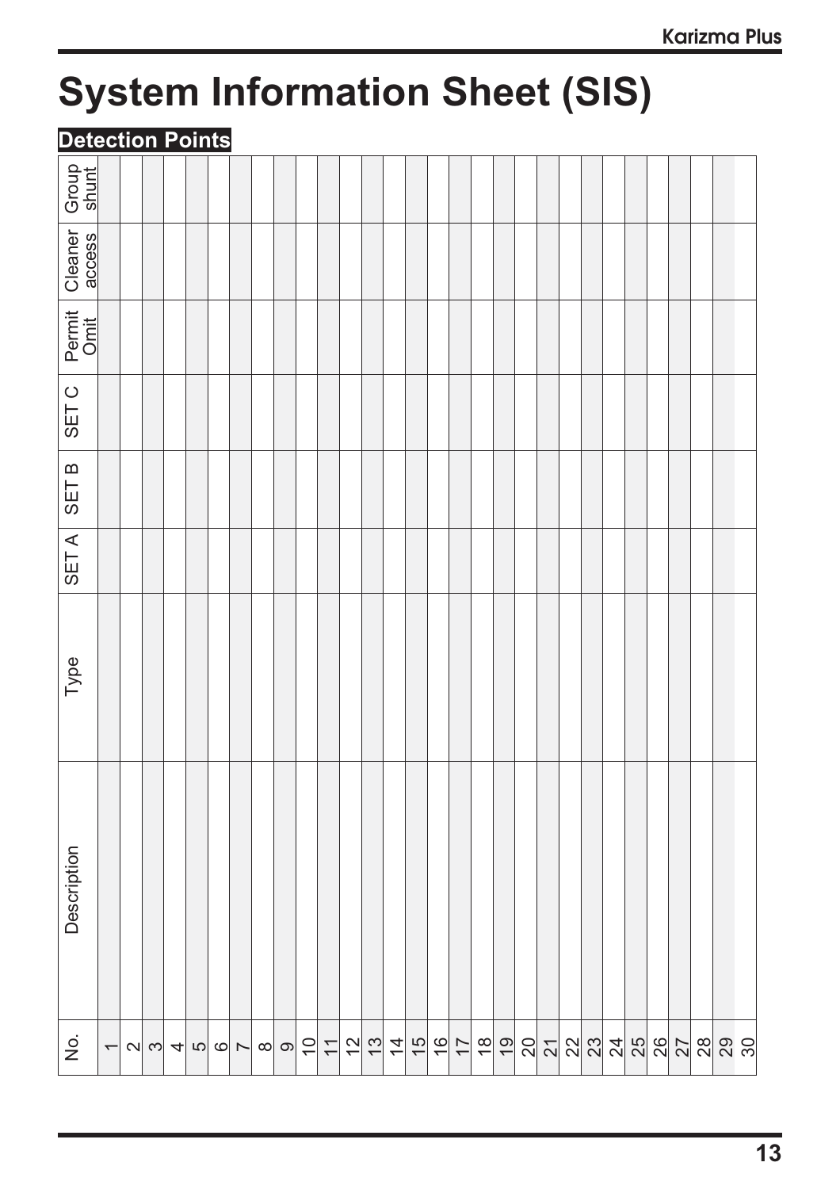# System Information Sheet (SIS)

## Detection Points

| No. | Description | Type | SET A | SET B | SET C | Permit Omit | Cleaner access | Group shunt |
|---|---|---|---|---|---|---|---|---|
| 1 | | | | | | | | |
| 2 | | | | | | | | |
| 3 | | | | | | | | |
| 4 | | | | | | | | |
| 5 | | | | | | | | |
| 6 | | | | | | | | |
| 7 | | | | | | | | |
| 8 | | | | | | | | |
| 9 | | | | | | | | |
| 10 | | | | | | | | |
| 11 | | | | | | | | |
| 12 | | | | | | | | |
| 13 | | | | | | | | |
| 14 | | | | | | | | |
| 15 | | | | | | | | |
| 16 | | | | | | | | |
| 17 | | | | | | | | |
| 18 | | | | | | | | |
| 19 | | | | | | | | |
| 20 | | | | | | | | |
| 21 | | | | | | | | |
| 22 | | | | | | | | |
| 23 | | | | | | | | |
| 24 | | | | | | | | |
| 25 | | | | | | | | |
| 26 | | | | | | | | |
| 27 | | | | | | | | |
| 28 | | | | | | | | |
| 29 | | | | | | | | |
| 30 | | | | | | | | |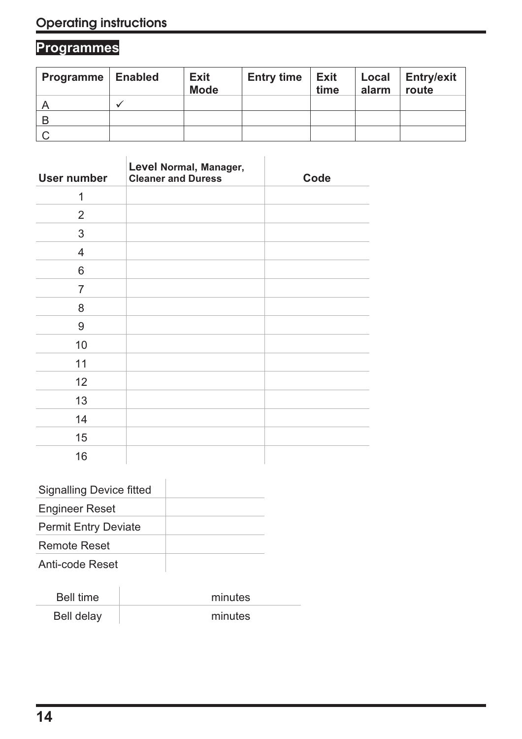## Programmes

| Programme | Enabled | Exit Mode | Entry time | Exit time | Local alarm | Entry/exit route |
|---|---|---|---|---|---|---|
| A | ✓ | | | | | |
| B | | | | | | |
| C | | | | | | |

| User number | Level Normal, Manager, Cleaner and Duress | Code |
|---|---|---|
| 1 | | |
| 2 | | |
| 3 | | |
| 4 | | |
| 6 | | |
| 7 | | |
| 8 | | |
| 9 | | |
| 10 | | |
| 11 | | |
| 12 | | |
| 13 | | |
| 14 | | |
| 15 | | |
| 16 | | |

| | |
|---|---|
| Signalling Device fitted | |
| Engineer Reset | |
| Permit Entry Deviate | |
| Remote Reset | |
| Anti-code Reset | |

| | |
|---|---|
| Bell time | minutes |
| Bell delay | minutes |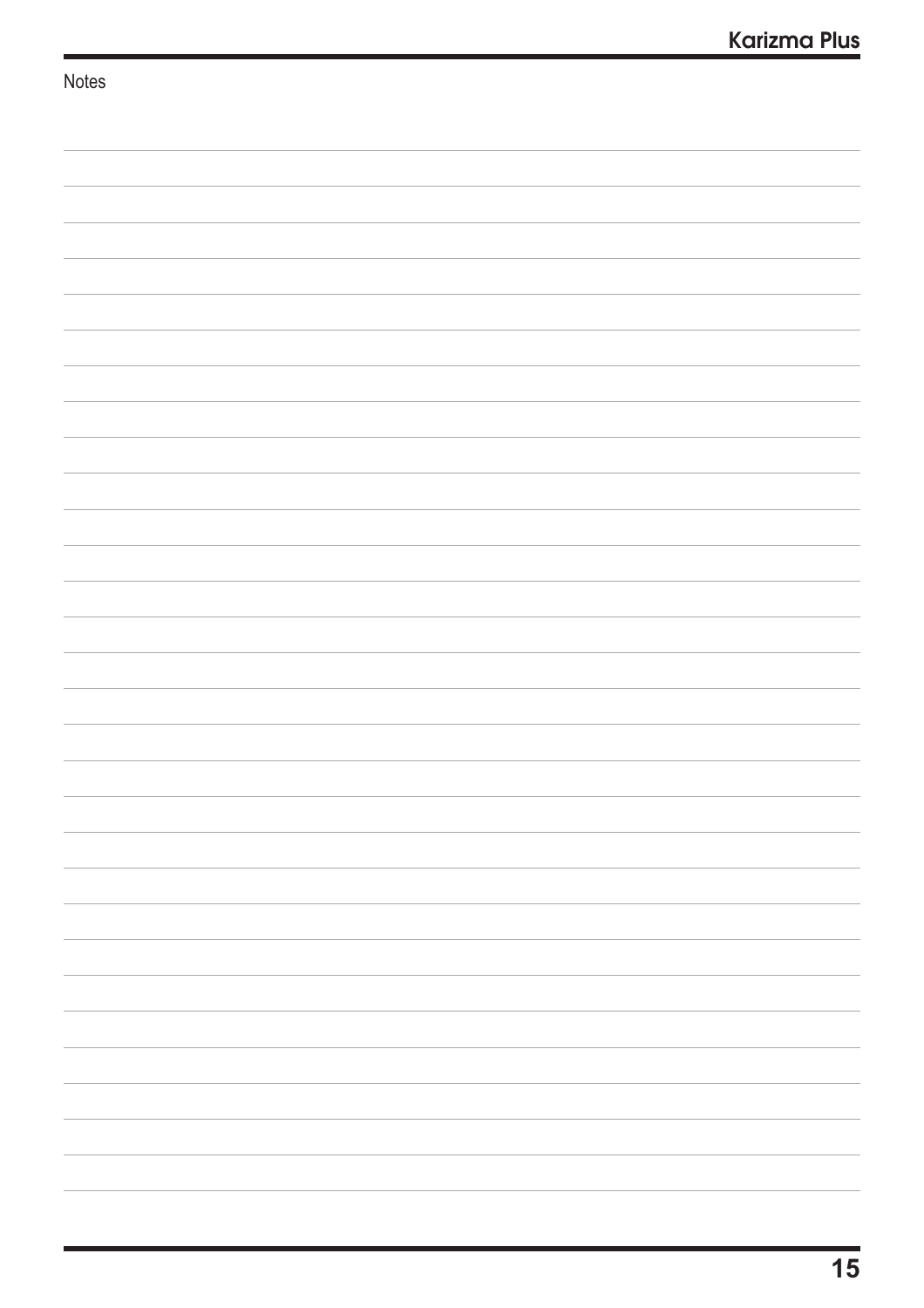Notes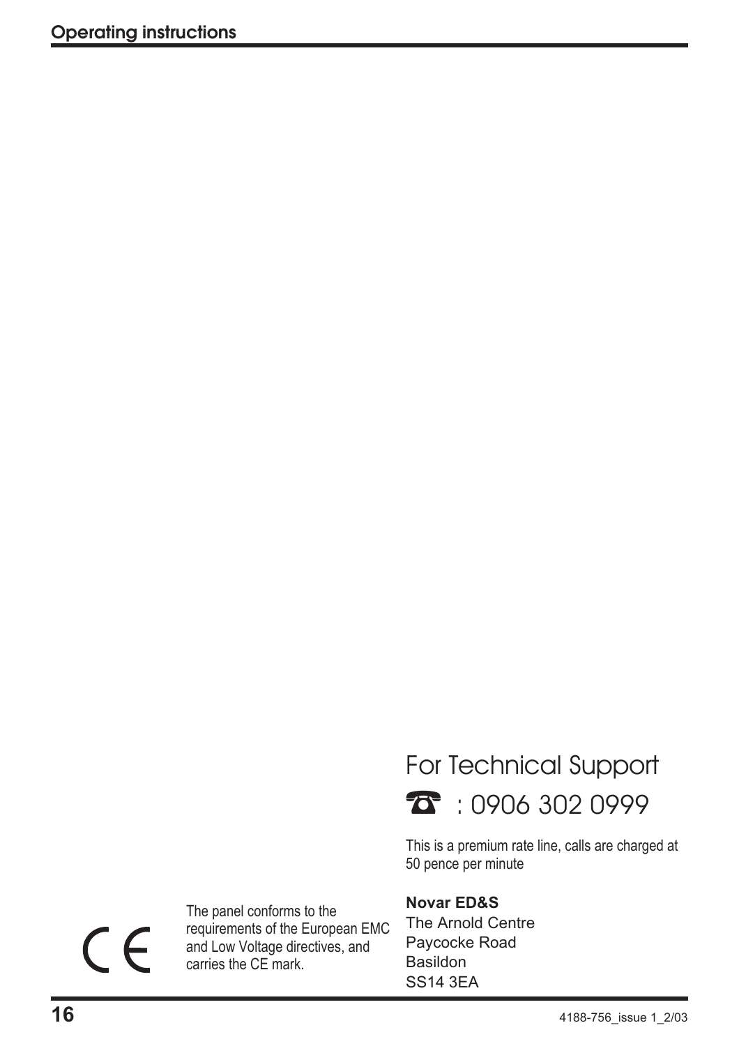## For Technical Support

☎ : 0906 302 0999

This is a premium rate line, calls are charged at 50 pence per minute

CE

The panel conforms to the requirements of the European EMC and Low Voltage directives, and carries the CE mark.

**Novar ED&S**
The Arnold Centre
Paycocke Road
Basildon
SS14 3EA

4188-756_issue 1_2/03